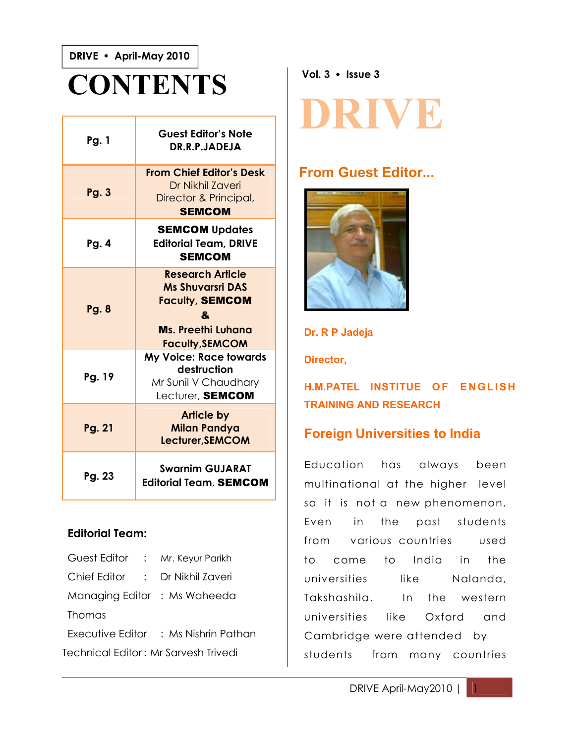DRIVE • April-May 2010

# CONTENTS

| Pg. | Content |
|---|---|
| Pg. 1 | Guest Editor's Note DR.R.P.JADEJA |
| Pg. 3 | From Chief Editor's Desk Dr Nikhil Zaveri Director & Principal, **SEMCOM** |
| Pg. 4 | **SEMCOM** Updates Editorial Team, DRIVE **SEMCOM** |
| Pg. 8 | Research Article Ms Shuvarsri DAS Faculty, **SEMCOM** & Ms. Preethi Luhana Faculty,SEMCOM |
| Pg. 19 | My Voice: Race towards destruction Mr Sunil V Chaudhary Lecturer, **SEMCOM** |
| Pg. 21 | Article by Milan Pandya Lecturer,SEMCOM |
| Pg. 23 | Swarnim GUJARAT Editorial Team, **SEMCOM** |

**Editorial Team:**

Guest Editor : Mr. Keyur Parikh

Chief Editor : Dr Nikhil Zaveri

Managing Editor : Ms Waheeda Thomas

Executive Editor : Ms Nishrin Pathan

Technical Editor : Mr Sarvesh Trivedi

Vol. 3 • Issue 3

# DRIVE

## From Guest Editor...

**Dr. R P Jadeja**

**Director,**

**H.M.PATEL INSTIUTE OF ENGLISH TRAINING AND RESEARCH**

## Foreign Universities to India

Education has always been multinational at the higher level so it is not a new phenomenon. Even in the past students from various countries used to come to India in the universities like Nalanda, Takshashila. In the western universities like Oxford and Cambridge were attended by students from many countries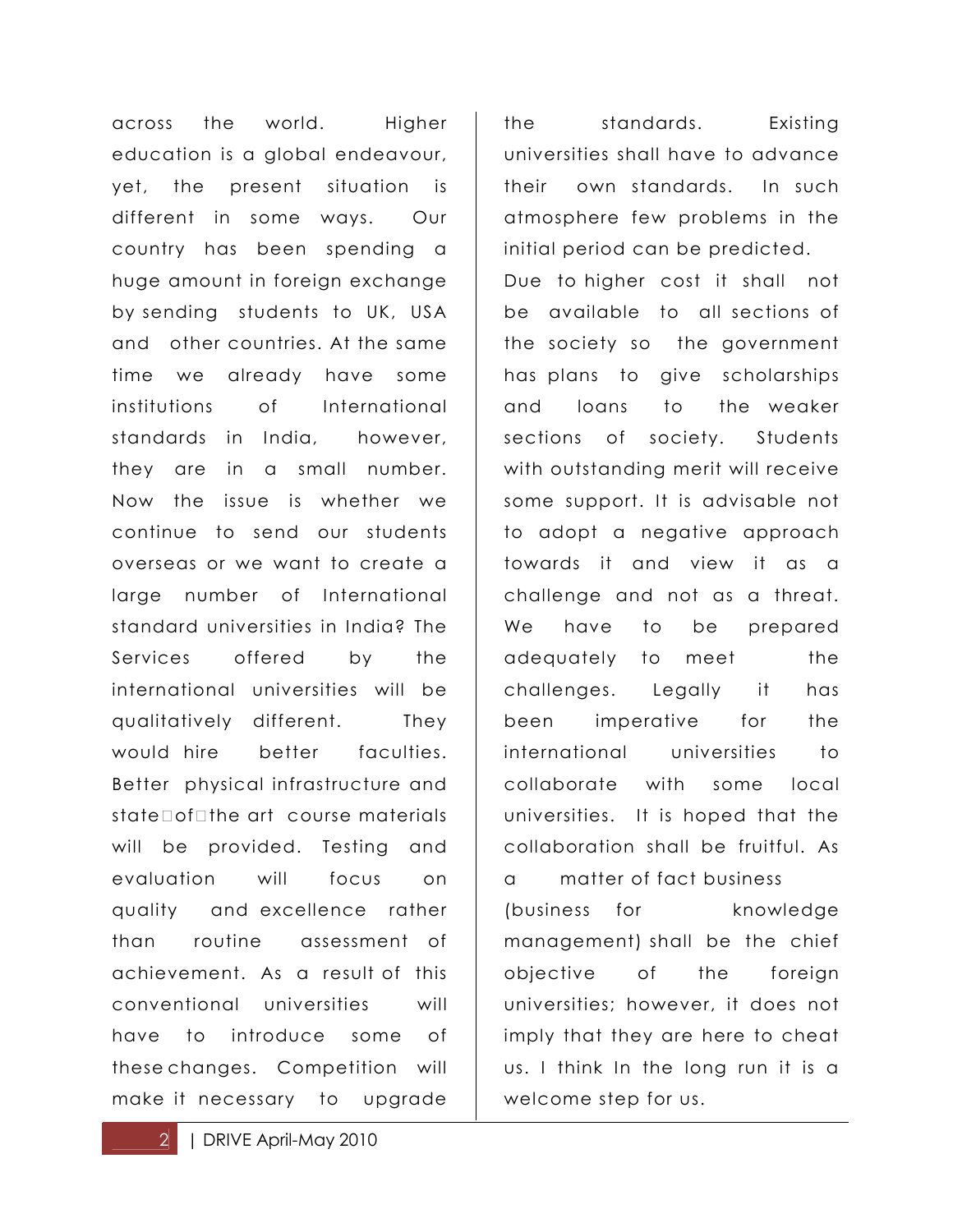across the world. Higher education is a global endeavour, yet, the present situation is different in some ways. Our country has been spending a huge amount in foreign exchange by sending students to UK, USA and other countries. At the same time we already have some institutions of International standards in India, however, they are in a small number. Now the issue is whether we continue to send our students overseas or we want to create a large number of International standard universities in India? The Services offered by the international universities will be qualitatively different. They would hire better faculties. Better physical infrastructure and state of the art course materials will be provided. Testing and evaluation will focus on quality and excellence rather than routine assessment of achievement. As a result of this conventional universities will have to introduce some of these changes. Competition will make it necessary to upgrade the standards. Existing universities shall have to advance their own standards. In such atmosphere few problems in the initial period can be predicted.

Due to higher cost it shall not be available to all sections of the society so the government has plans to give scholarships and loans to the weaker sections of society. Students with outstanding merit will receive some support. It is advisable not to adopt a negative approach towards it and view it as a challenge and not as a threat. We have to be prepared adequately to meet the challenges. Legally it has been imperative for the international universities to collaborate with some local universities. It is hoped that the collaboration shall be fruitful. As a matter of fact business (business for knowledge management) shall be the chief objective of the foreign universities; however, it does not imply that they are here to cheat us. I think In the long run it is a welcome step for us.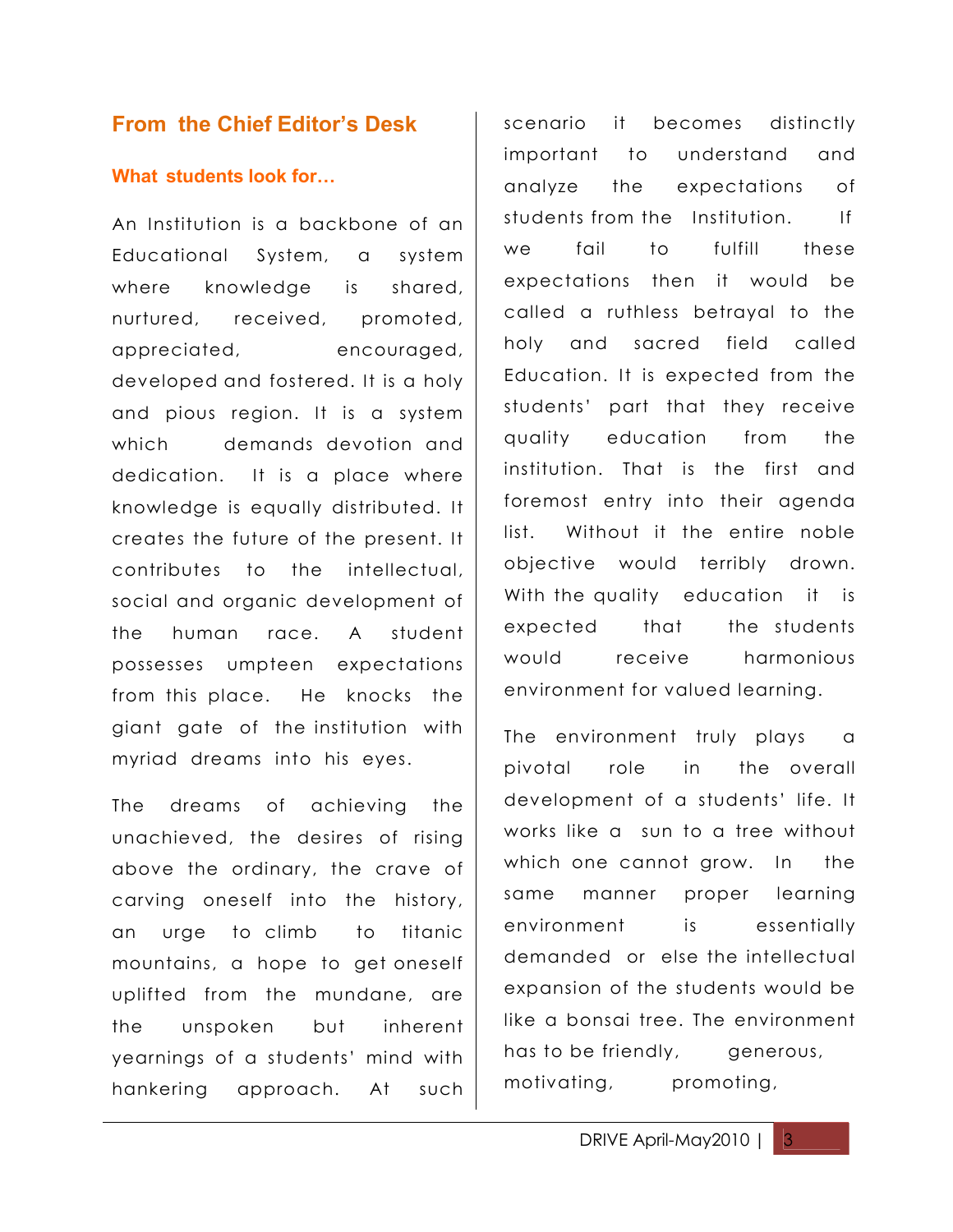## From the Chief Editor's Desk

### What students look for…

An Institution is a backbone of an Educational System, a system where knowledge is shared, nurtured, received, promoted, appreciated, encouraged, developed and fostered. It is a holy and pious region. It is a system which demands devotion and dedication. It is a place where knowledge is equally distributed. It creates the future of the present. It contributes to the intellectual, social and organic development of the human race. A student possesses umpteen expectations from this place. He knocks the giant gate of the institution with myriad dreams into his eyes.

The dreams of achieving the unachieved, the desires of rising above the ordinary, the crave of carving oneself into the history, an urge to climb to titanic mountains, a hope to get oneself uplifted from the mundane, are the unspoken but inherent yearnings of a students' mind with hankering approach. At such scenario it becomes distinctly important to understand and analyze the expectations of students from the Institution. If we fail to fulfill these expectations then it would be called a ruthless betrayal to the holy and sacred field called Education. It is expected from the students' part that they receive quality education from the institution. That is the first and foremost entry into their agenda list. Without it the entire noble objective would terribly drown. With the quality education it is expected that the students would receive harmonious environment for valued learning.

The environment truly plays a pivotal role in the overall development of a students' life. It works like a sun to a tree without which one cannot grow. In the same manner proper learning environment is essentially demanded or else the intellectual expansion of the students would be like a bonsai tree. The environment has to be friendly, generous, motivating, promoting,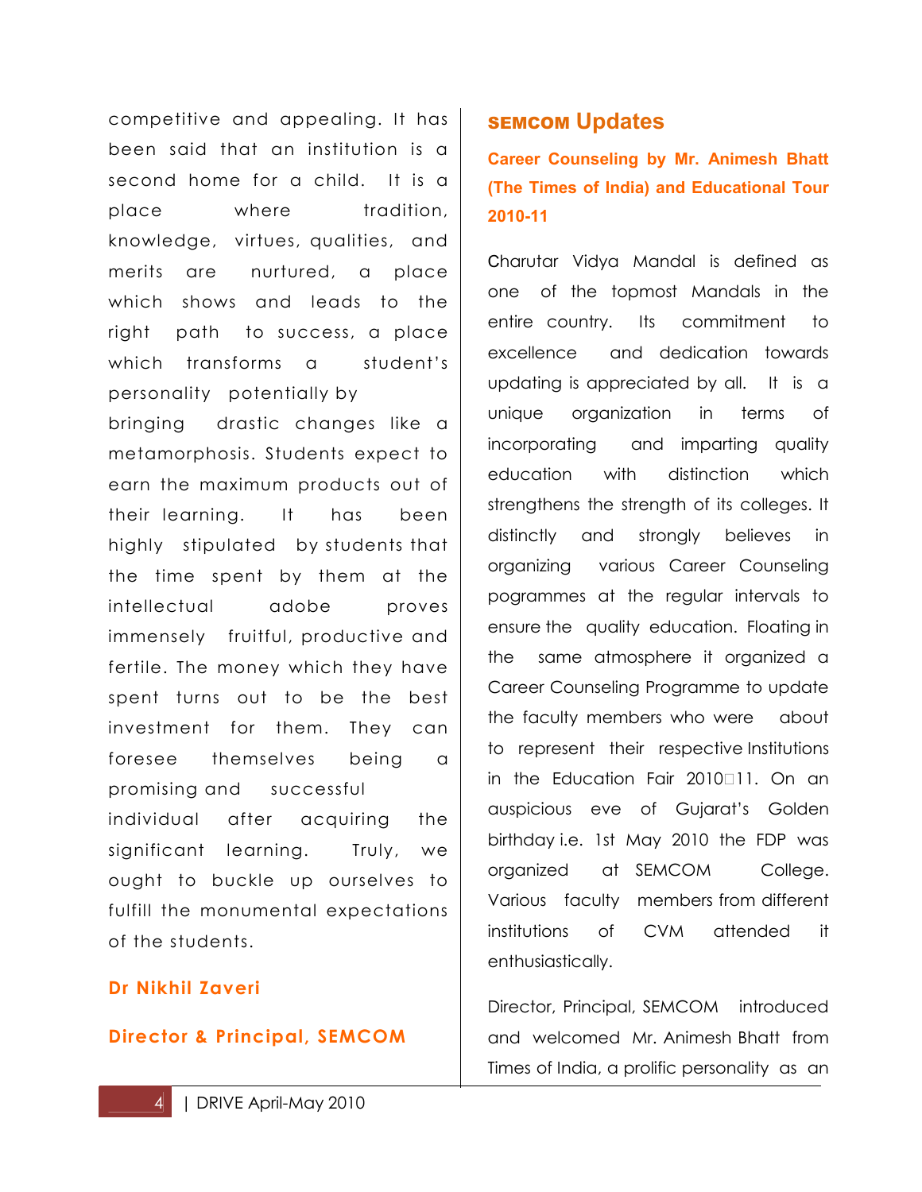competitive and appealing. It has been said that an institution is a second home for a child. It is a place where tradition, knowledge, virtues, qualities, and merits are nurtured, a place which shows and leads to the right path to success, a place which transforms a student's personality potentially by bringing drastic changes like a metamorphosis. Students expect to earn the maximum products out of their learning. It has been highly stipulated by students that the time spent by them at the intellectual adobe proves immensely fruitful, productive and fertile. The money which they have spent turns out to be the best investment for them. They can foresee themselves being a promising and successful individual after acquiring the significant learning. Truly, we ought to buckle up ourselves to fulfill the monumental expectations of the students.

**Dr Nikhil Zaveri**

**Director & Principal, SEMCOM**

## SEMCOM Updates

### Career Counseling by Mr. Animesh Bhatt (The Times of India) and Educational Tour 2010-11

Charutar Vidya Mandal is defined as one of the topmost Mandals in the entire country. Its commitment to excellence and dedication towards updating is appreciated by all. It is a unique organization in terms of incorporating and imparting quality education with distinction which strengthens the strength of its colleges. It distinctly and strongly believes in organizing various Career Counseling pogrammes at the regular intervals to ensure the quality education. Floating in the same atmosphere it organized a Career Counseling Programme to update the faculty members who were about to represent their respective Institutions in the Education Fair 2010‐11. On an auspicious eve of Gujarat's Golden birthday i.e. 1st May 2010 the FDP was organized at SEMCOM College. Various faculty members from different institutions of CVM attended it enthusiastically.

Director, Principal, SEMCOM introduced and welcomed Mr. Animesh Bhatt from Times of India, a prolific personality as an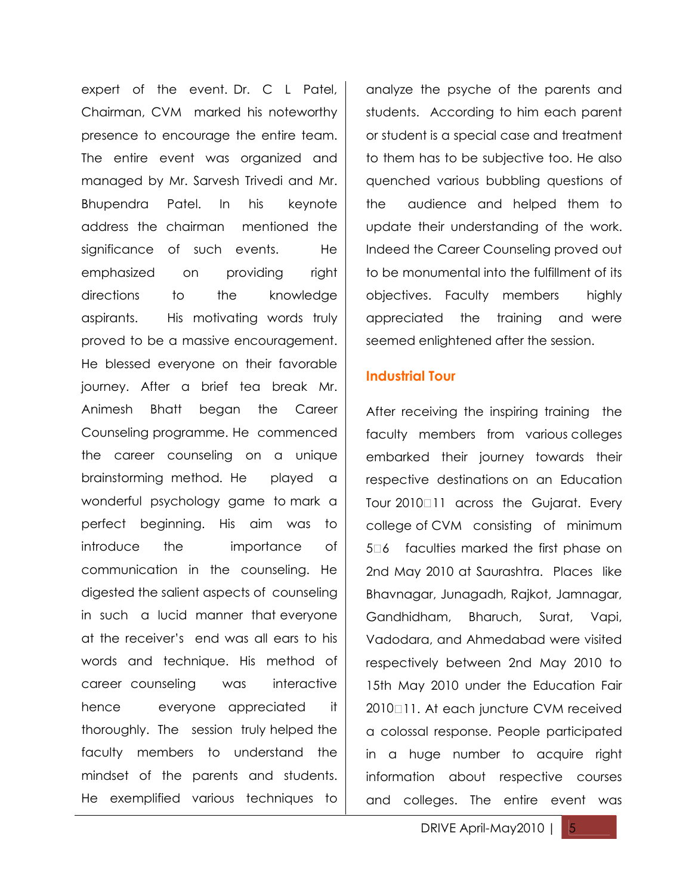expert of the event. Dr. C L Patel, Chairman, CVM marked his noteworthy presence to encourage the entire team. The entire event was organized and managed by Mr. Sarvesh Trivedi and Mr. Bhupendra Patel. In his keynote address the chairman mentioned the significance of such events. He emphasized on providing right directions to the knowledge aspirants. His motivating words truly proved to be a massive encouragement. He blessed everyone on their favorable journey. After a brief tea break Mr. Animesh Bhatt began the Career Counseling programme. He commenced the career counseling on a unique brainstorming method. He played a wonderful psychology game to mark a perfect beginning. His aim was to introduce the importance of communication in the counseling. He digested the salient aspects of counseling in such a lucid manner that everyone at the receiver's end was all ears to his words and technique. His method of career counseling was interactive hence everyone appreciated it thoroughly. The session truly helped the faculty members to understand the mindset of the parents and students. He exemplified various techniques to analyze the psyche of the parents and students. According to him each parent or student is a special case and treatment to them has to be subjective too. He also quenched various bubbling questions of the audience and helped them to update their understanding of the work. Indeed the Career Counseling proved out to be monumental into the fulfillment of its objectives. Faculty members highly appreciated the training and were seemed enlightened after the session.

## Industrial Tour

After receiving the inspiring training the faculty members from various colleges embarked their journey towards their respective destinations on an Education Tour 2010‑11 across the Gujarat. Every college of CVM consisting of minimum 5‑6 faculties marked the first phase on 2nd May 2010 at Saurashtra. Places like Bhavnagar, Junagadh, Rajkot, Jamnagar, Gandhidham, Bharuch, Surat, Vapi, Vadodara, and Ahmedabad were visited respectively between 2nd May 2010 to 15th May 2010 under the Education Fair 2010‑11. At each juncture CVM received a colossal response. People participated in a huge number to acquire right information about respective courses and colleges. The entire event was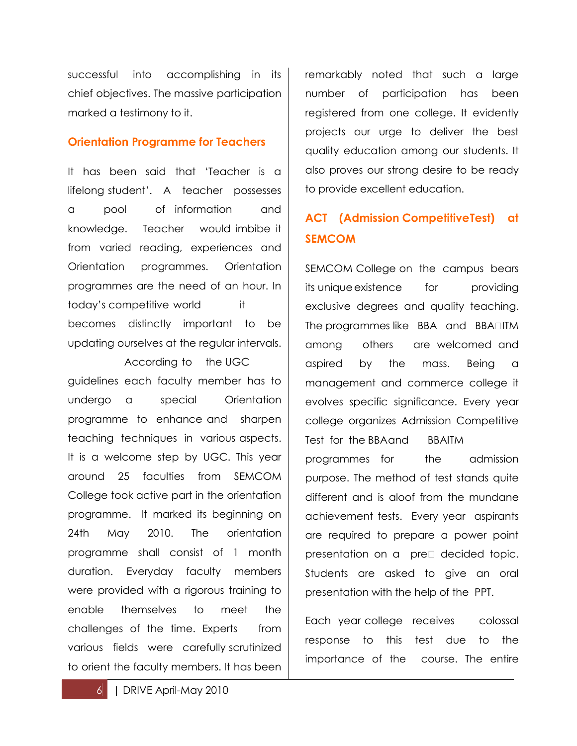successful into accomplishing in its chief objectives. The massive participation marked a testimony to it.

## Orientation Programme for Teachers

It has been said that 'Teacher is a lifelong student'. A teacher possesses a pool of information and knowledge. Teacher would imbibe it from varied reading, experiences and Orientation programmes. Orientation programmes are the need of an hour. In today's competitive world it becomes distinctly important to be updating ourselves at the regular intervals. According to the UGC guidelines each faculty member has to undergo a special Orientation programme to enhance and sharpen teaching techniques in various aspects. It is a welcome step by UGC. This year around 25 faculties from SEMCOM College took active part in the orientation programme. It marked its beginning on 24th May 2010. The orientation programme shall consist of 1 month duration. Everyday faculty members were provided with a rigorous training to enable themselves to meet the challenges of the time. Experts from various fields were carefully scrutinized to orient the faculty members. It has been remarkably noted that such a large number of participation has been registered from one college. It evidently projects our urge to deliver the best quality education among our students. It also proves our strong desire to be ready to provide excellent education.

## ACT (Admission CompetitiveTest) at SEMCOM

SEMCOM College on the campus bears its unique existence for providing exclusive degrees and quality teaching. The programmes like BBA and BBA‐ITM among others are welcomed and aspired by the mass. Being a management and commerce college it evolves specific significance. Every year college organizes Admission Competitive Test for the BBA and BBAITM programmes for the admission purpose. The method of test stands quite different and is aloof from the mundane achievement tests. Every year aspirants are required to prepare a power point presentation on a pre‐ decided topic. Students are asked to give an oral presentation with the help of the PPT.

Each year college receives colossal response to this test due to the importance of the course. The entire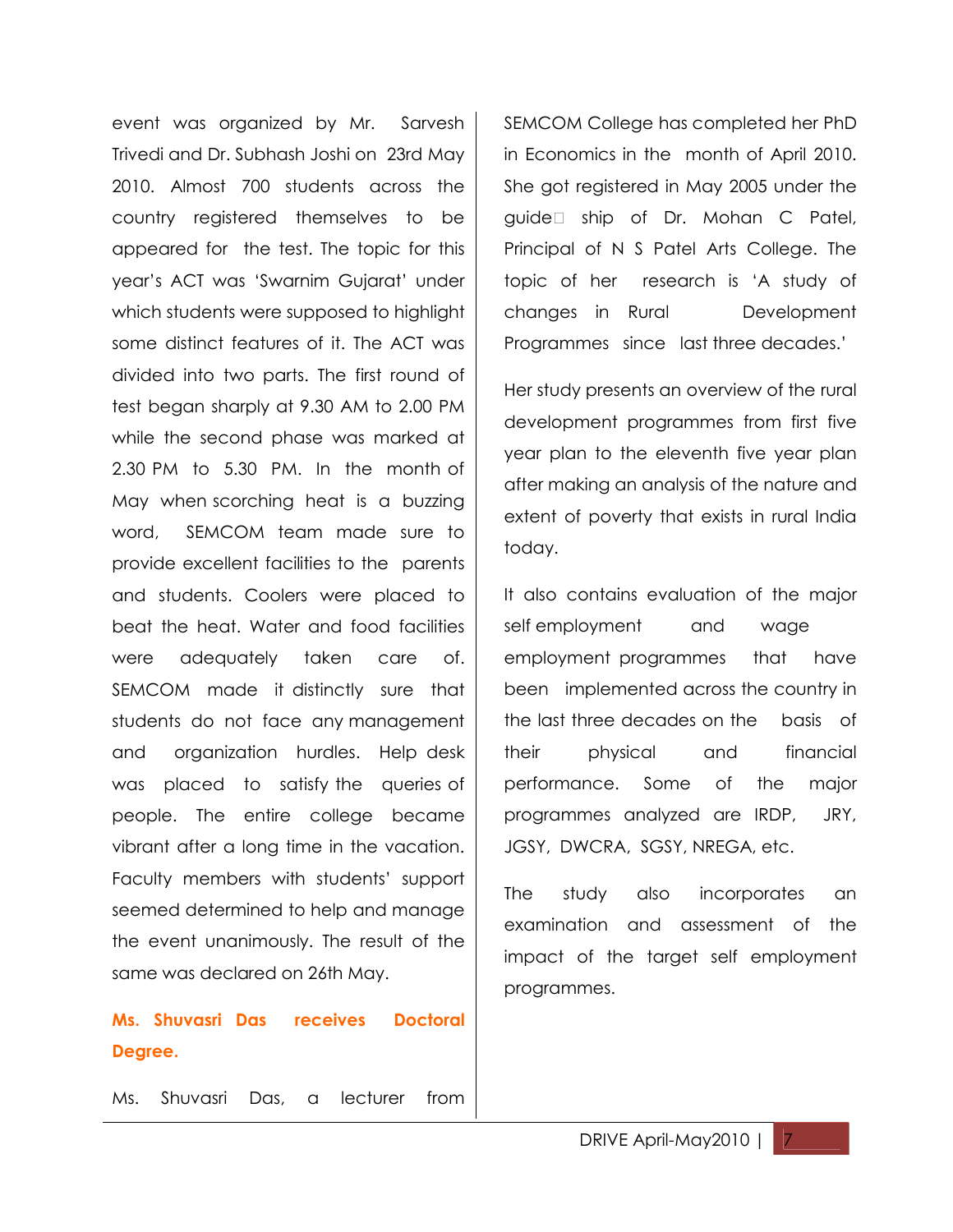event was organized by Mr. Sarvesh Trivedi and Dr. Subhash Joshi on 23rd May 2010. Almost 700 students across the country registered themselves to be appeared for the test. The topic for this year's ACT was 'Swarnim Gujarat' under which students were supposed to highlight some distinct features of it. The ACT was divided into two parts. The first round of test began sharply at 9.30 AM to 2.00 PM while the second phase was marked at 2.30 PM to 5.30 PM. In the month of May when scorching heat is a buzzing word, SEMCOM team made sure to provide excellent facilities to the parents and students. Coolers were placed to beat the heat. Water and food facilities were adequately taken care of. SEMCOM made it distinctly sure that students do not face any management and organization hurdles. Help desk was placed to satisfy the queries of people. The entire college became vibrant after a long time in the vacation. Faculty members with students' support seemed determined to help and manage the event unanimously. The result of the same was declared on 26th May.

### Ms. Shuvasri Das receives Doctoral Degree.

Ms. Shuvasri Das, a lecturer from SEMCOM College has completed her PhD in Economics in the month of April 2010. She got registered in May 2005 under the guide ship of Dr. Mohan C Patel, Principal of N S Patel Arts College. The topic of her research is 'A study of changes in Rural Development Programmes since last three decades.'

Her study presents an overview of the rural development programmes from first five year plan to the eleventh five year plan after making an analysis of the nature and extent of poverty that exists in rural India today.

It also contains evaluation of the major self employment and wage employment programmes that have been implemented across the country in the last three decades on the basis of their physical and financial performance. Some of the major programmes analyzed are IRDP, JRY, JGSY, DWCRA, SGSY, NREGA, etc.

The study also incorporates an examination and assessment of the impact of the target self employment programmes.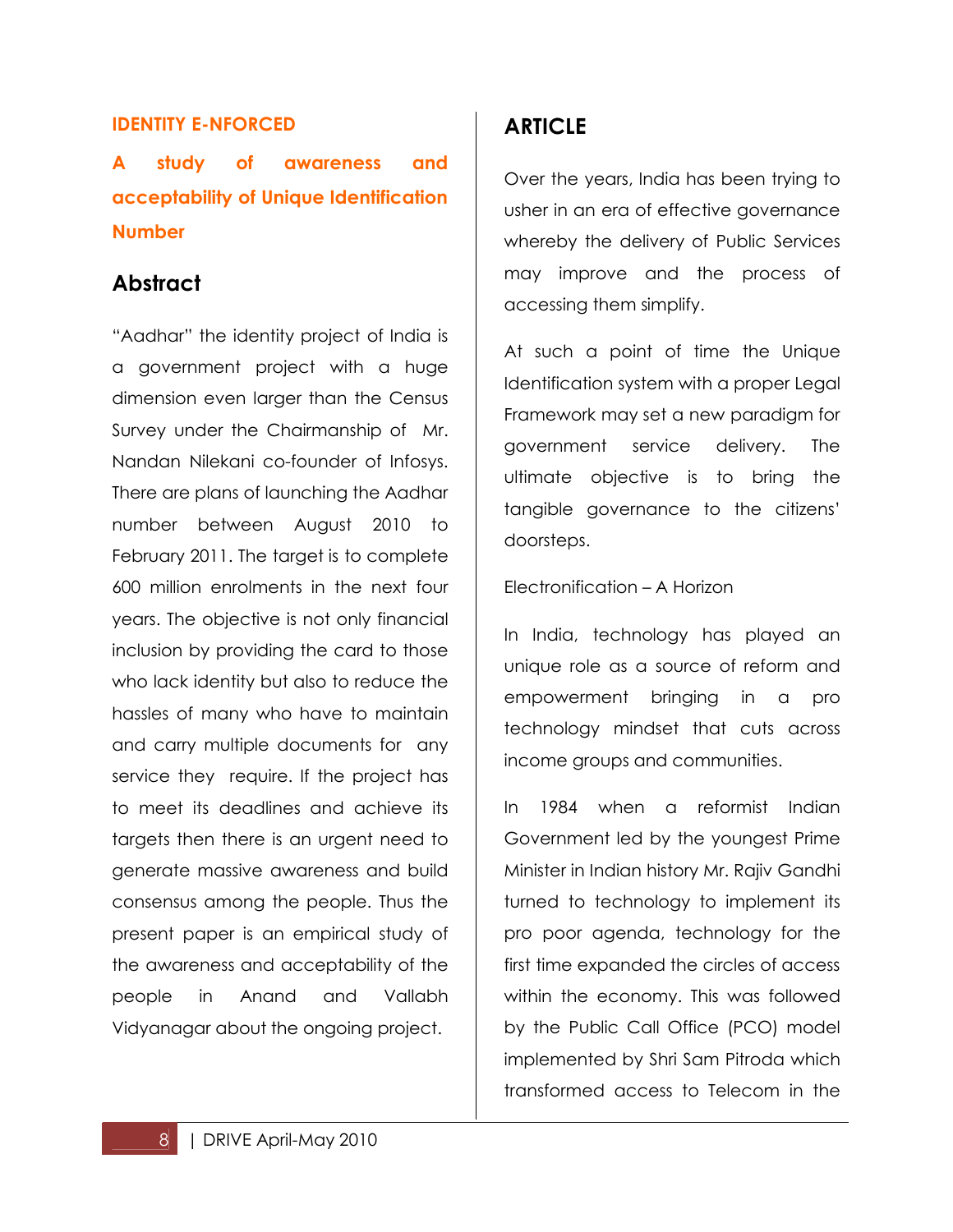**IDENTITY E-NFORCED**

## A study of awareness and acceptability of Unique Identification Number

## Abstract

"Aadhar" the identity project of India is a government project with a huge dimension even larger than the Census Survey under the Chairmanship of Mr. Nandan Nilekani co-founder of Infosys. There are plans of launching the Aadhar number between August 2010 to February 2011. The target is to complete 600 million enrolments in the next four years. The objective is not only financial inclusion by providing the card to those who lack identity but also to reduce the hassles of many who have to maintain and carry multiple documents for any service they require. If the project has to meet its deadlines and achieve its targets then there is an urgent need to generate massive awareness and build consensus among the people. Thus the present paper is an empirical study of the awareness and acceptability of the people in Anand and Vallabh Vidyanagar about the ongoing project.

## ARTICLE

Over the years, India has been trying to usher in an era of effective governance whereby the delivery of Public Services may improve and the process of accessing them simplify.

At such a point of time the Unique Identification system with a proper Legal Framework may set a new paradigm for government service delivery. The ultimate objective is to bring the tangible governance to the citizens' doorsteps.

Electronification – A Horizon

In India, technology has played an unique role as a source of reform and empowerment bringing in a pro technology mindset that cuts across income groups and communities.

In 1984 when a reformist Indian Government led by the youngest Prime Minister in Indian history Mr. Rajiv Gandhi turned to technology to implement its pro poor agenda, technology for the first time expanded the circles of access within the economy. This was followed by the Public Call Office (PCO) model implemented by Shri Sam Pitroda which transformed access to Telecom in the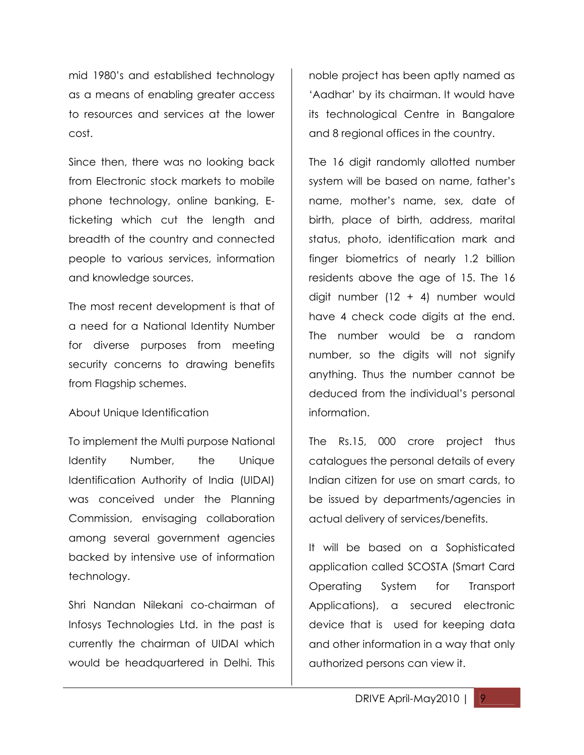mid 1980's and established technology as a means of enabling greater access to resources and services at the lower cost.

Since then, there was no looking back from Electronic stock markets to mobile phone technology, online banking, E-ticketing which cut the length and breadth of the country and connected people to various services, information and knowledge sources.

The most recent development is that of a need for a National Identity Number for diverse purposes from meeting security concerns to drawing benefits from Flagship schemes.

## About Unique Identification

To implement the Multi purpose National Identity Number, the Unique Identification Authority of India (UIDAI) was conceived under the Planning Commission, envisaging collaboration among several government agencies backed by intensive use of information technology.

Shri Nandan Nilekani co-chairman of Infosys Technologies Ltd. in the past is currently the chairman of UIDAI which would be headquartered in Delhi. This noble project has been aptly named as 'Aadhar' by its chairman. It would have its technological Centre in Bangalore and 8 regional offices in the country.

The 16 digit randomly allotted number system will be based on name, father's name, mother's name, sex, date of birth, place of birth, address, marital status, photo, identification mark and finger biometrics of nearly 1.2 billion residents above the age of 15. The 16 digit number (12 + 4) number would have 4 check code digits at the end. The number would be a random number, so the digits will not signify anything. Thus the number cannot be deduced from the individual's personal information.

The Rs.15, 000 crore project thus catalogues the personal details of every Indian citizen for use on smart cards, to be issued by departments/agencies in actual delivery of services/benefits.

It will be based on a Sophisticated application called SCOSTA (Smart Card Operating System for Transport Applications), a secured electronic device that is used for keeping data and other information in a way that only authorized persons can view it.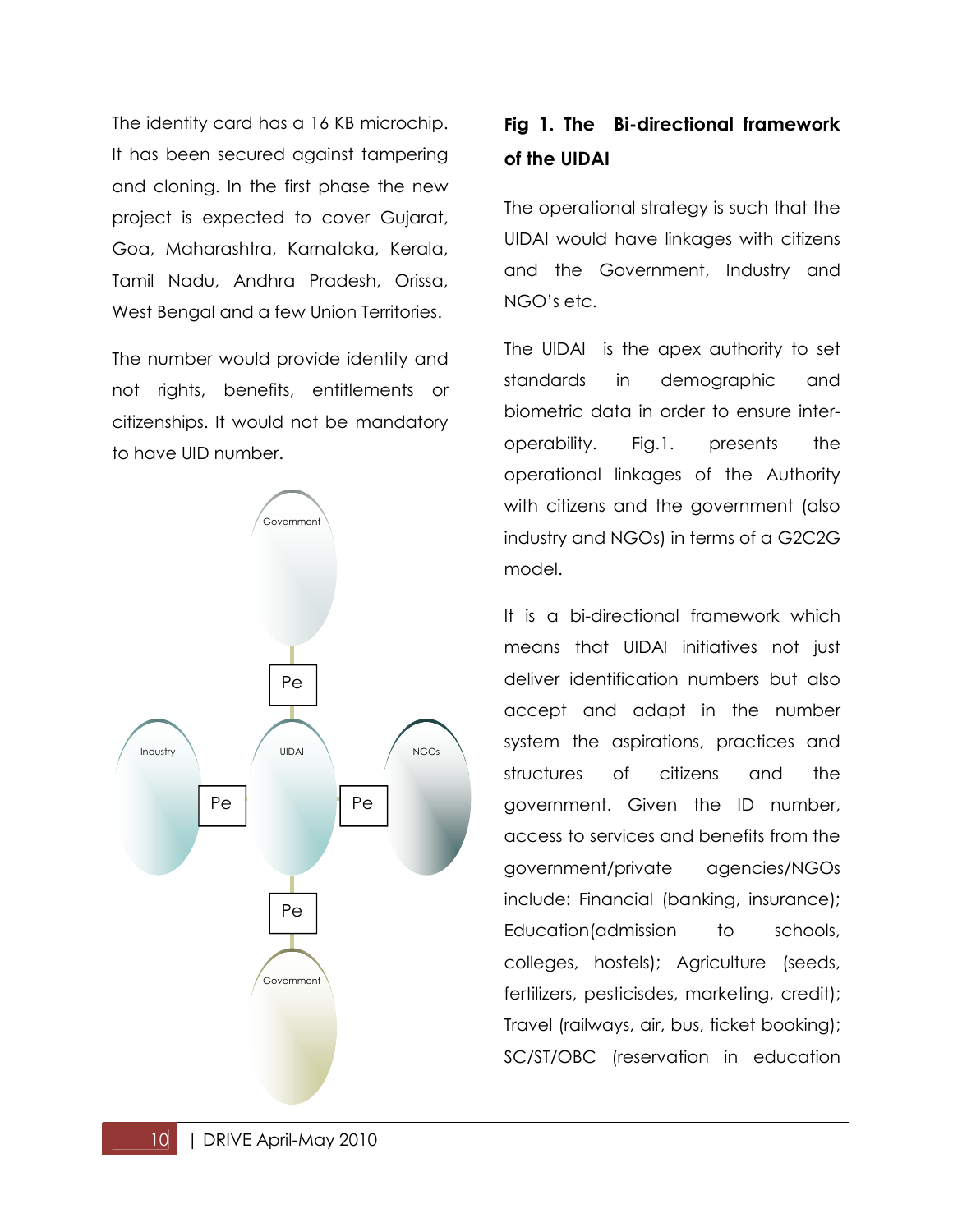The identity card has a 16 KB microchip. It has been secured against tampering and cloning. In the first phase the new project is expected to cover Gujarat, Goa, Maharashtra, Karnataka, Kerala, Tamil Nadu, Andhra Pradesh, Orissa, West Bengal and a few Union Territories.

The number would provide identity and not rights, benefits, entitlements or citizenships. It would not be mandatory to have UID number.

Government

Pe

Industry UIDAI NGOs

Pe Pe

Pe

Government

**Fig 1. The Bi-directional framework of the UIDAI**

The operational strategy is such that the UIDAI would have linkages with citizens and the Government, Industry and NGO's etc.

The UIDAI is the apex authority to set standards in demographic and biometric data in order to ensure inter-operability. Fig.1. presents the operational linkages of the Authority with citizens and the government (also industry and NGOs) in terms of a G2C2G model.

It is a bi-directional framework which means that UIDAI initiatives not just deliver identification numbers but also accept and adapt in the number system the aspirations, practices and structures of citizens and the government. Given the ID number, access to services and benefits from the government/private agencies/NGOs include: Financial (banking, insurance); Education(admission to schools, colleges, hostels); Agriculture (seeds, fertilizers, pesticisdes, marketing, credit); Travel (railways, air, bus, ticket booking); SC/ST/OBC (reservation in education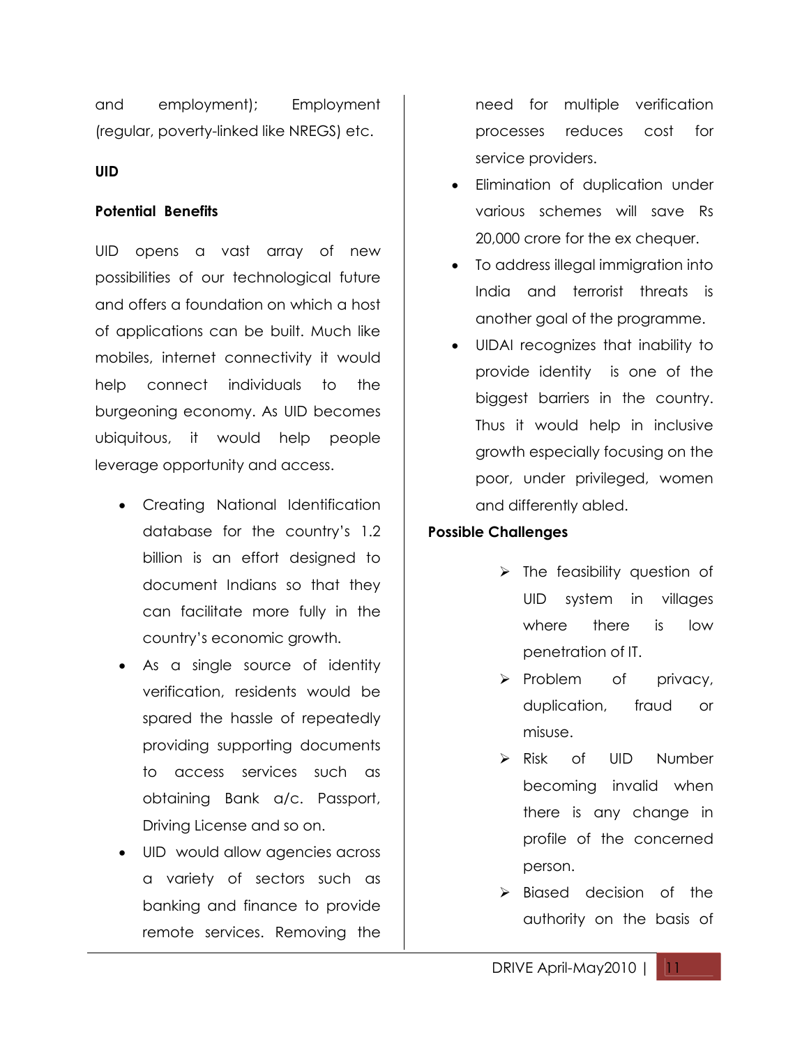and employment); Employment (regular, poverty-linked like NREGS) etc.

**UID**

**Potential Benefits**

UID opens a vast array of new possibilities of our technological future and offers a foundation on which a host of applications can be built. Much like mobiles, internet connectivity it would help connect individuals to the burgeoning economy. As UID becomes ubiquitous, it would help people leverage opportunity and access.

- Creating National Identification database for the country's 1.2 billion is an effort designed to document Indians so that they can facilitate more fully in the country's economic growth.
- As a single source of identity verification, residents would be spared the hassle of repeatedly providing supporting documents to access services such as obtaining Bank a/c. Passport, Driving License and so on.
- UID would allow agencies across a variety of sectors such as banking and finance to provide remote services. Removing the need for multiple verification processes reduces cost for service providers.
- Elimination of duplication under various schemes will save Rs 20,000 crore for the ex chequer.
- To address illegal immigration into India and terrorist threats is another goal of the programme.
- UIDAI recognizes that inability to provide identity is one of the biggest barriers in the country. Thus it would help in inclusive growth especially focusing on the poor, under privileged, women and differently abled.

**Possible Challenges**

- The feasibility question of UID system in villages where there is low penetration of IT.
- Problem of privacy, duplication, fraud or misuse.
- Risk of UID Number becoming invalid when there is any change in profile of the concerned person.
- Biased decision of the authority on the basis of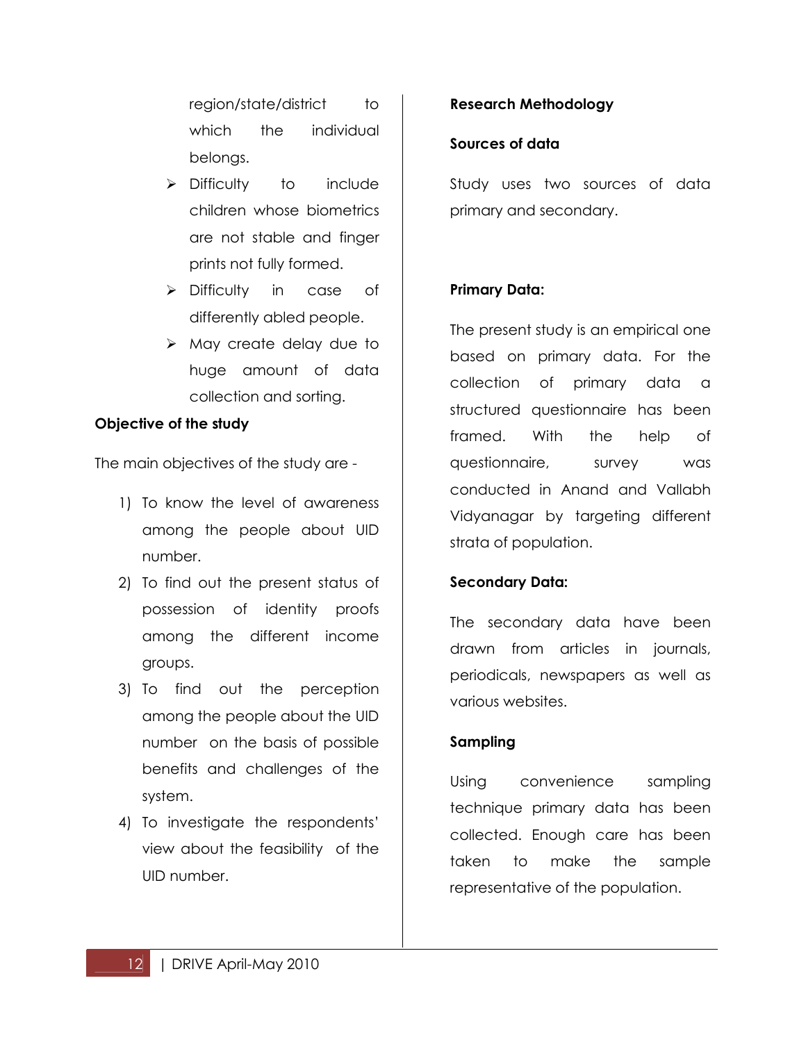region/state/district to which the individual belongs.

- Difficulty to include children whose biometrics are not stable and finger prints not fully formed.
- Difficulty in case of differently abled people.
- May create delay due to huge amount of data collection and sorting.

**Objective of the study**

The main objectives of the study are -

1) To know the level of awareness among the people about UID number.
2) To find out the present status of possession of identity proofs among the different income groups.
3) To find out the perception among the people about the UID number on the basis of possible benefits and challenges of the system.
4) To investigate the respondents' view about the feasibility of the UID number.

**Research Methodology**

**Sources of data**

Study uses two sources of data primary and secondary.

**Primary Data:**

The present study is an empirical one based on primary data. For the collection of primary data a structured questionnaire has been framed. With the help of questionnaire, survey was conducted in Anand and Vallabh Vidyanagar by targeting different strata of population.

**Secondary Data:**

The secondary data have been drawn from articles in journals, periodicals, newspapers as well as various websites.

**Sampling**

Using convenience sampling technique primary data has been collected. Enough care has been taken to make the sample representative of the population.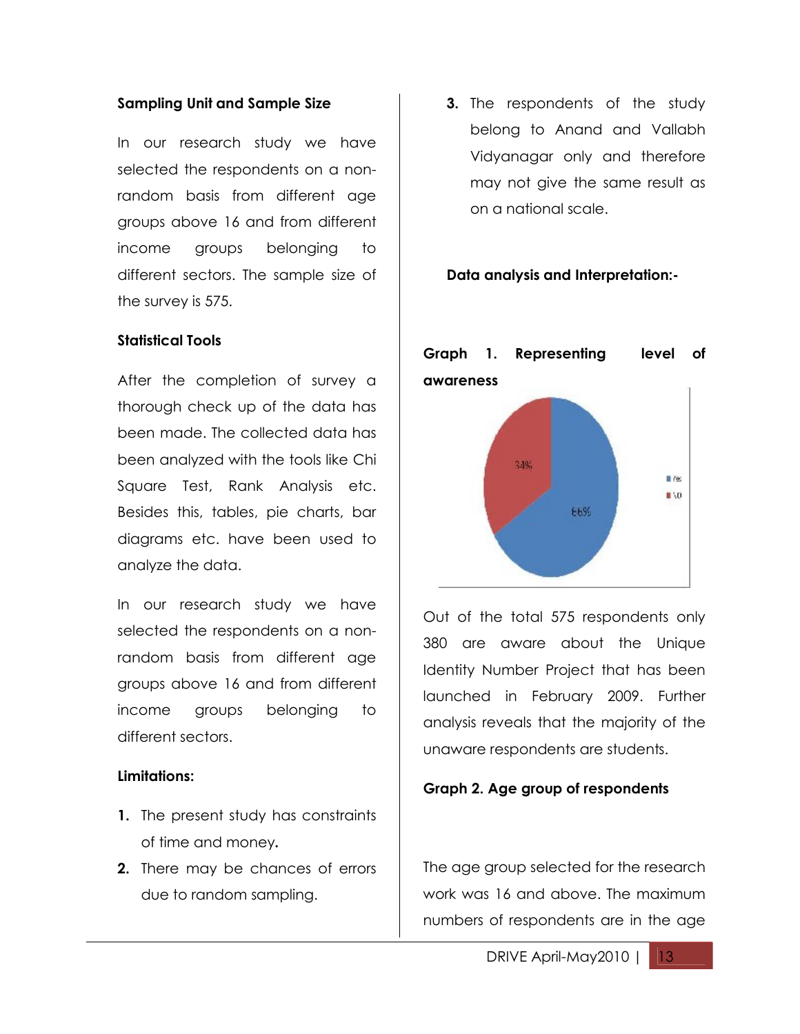### Sampling Unit and Sample Size

In our research study we have selected the respondents on a non-random basis from different age groups above 16 and from different income groups belonging to different sectors. The sample size of the survey is 575.

### Statistical Tools

After the completion of survey a thorough check up of the data has been made. The collected data has been analyzed with the tools like Chi Square Test, Rank Analysis etc. Besides this, tables, pie charts, bar diagrams etc. have been used to analyze the data.

In our research study we have selected the respondents on a non-random basis from different age groups above 16 and from different income groups belonging to different sectors.

### Limitations:

1. The present study has constraints of time and money**.**
2. There may be chances of errors due to random sampling.
3. The respondents of the study belong to Anand and Vallabh Vidyanagar only and therefore may not give the same result as on a national scale.

### Data analysis and Interpretation:-

**Graph 1. Representing level of awareness**

Out of the total 575 respondents only 380 are aware about the Unique Identity Number Project that has been launched in February 2009. Further analysis reveals that the majority of the unaware respondents are students.

**Graph 2. Age group of respondents**

The age group selected for the research work was 16 and above. The maximum numbers of respondents are in the age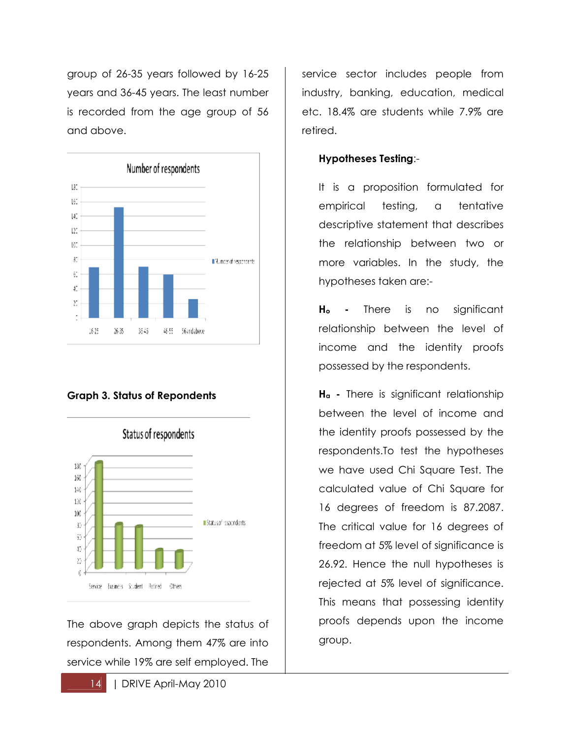group of 26-35 years followed by 16-25 years and 36-45 years. The least number is recorded from the age group of 56 and above.

Graph 3. Status of Repondents

The above graph depicts the status of respondents. Among them 47% are into service while 19% are self employed. The service sector includes people from industry, banking, education, medical etc. 18.4% are students while 7.9% are retired.

**Hypotheses Testing**:-

It is a proposition formulated for empirical testing, a tentative descriptive statement that describes the relationship between two or more variables. In the study, the hypotheses taken are:-

**$H_o$** - There is no significant relationship between the level of income and the identity proofs possessed by the respondents.

**$H_a$** - There is significant relationship between the level of income and the identity proofs possessed by the respondents.To test the hypotheses we have used Chi Square Test. The calculated value of Chi Square for 16 degrees of freedom is 87.2087. The critical value for 16 degrees of freedom at 5% level of significance is 26.92. Hence the null hypotheses is rejected at 5% level of significance. This means that possessing identity proofs depends upon the income group.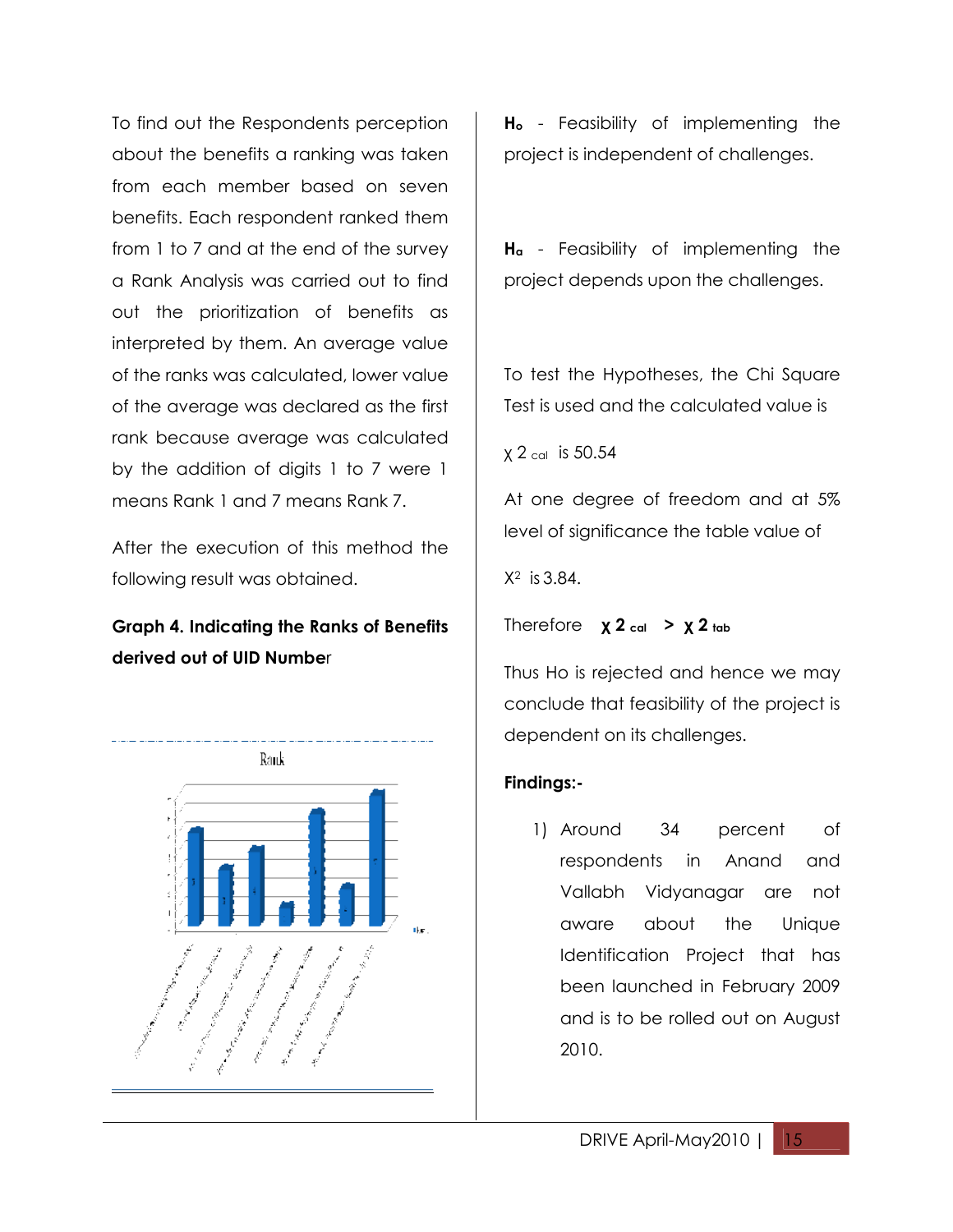To find out the Respondents perception about the benefits a ranking was taken from each member based on seven benefits. Each respondent ranked them from 1 to 7 and at the end of the survey a Rank Analysis was carried out to find out the prioritization of benefits as interpreted by them. An average value of the ranks was calculated, lower value of the average was declared as the first rank because average was calculated by the addition of digits 1 to 7 were 1 means Rank 1 and 7 means Rank 7.

After the execution of this method the following result was obtained.

**Graph 4. Indicating the Ranks of Benefits derived out of UID Number**

**Hₒ** - Feasibility of implementing the project is independent of challenges.

**Hₐ** - Feasibility of implementing the project depends upon the challenges.

To test the Hypotheses, the Chi Square Test is used and the calculated value is

$\chi^2_{cal}$ is 50.54

At one degree of freedom and at 5% level of significance the table value of

$X^2$ is 3.84.

Therefore $\chi^2_{cal} > \chi^2_{tab}$

Thus Ho is rejected and hence we may conclude that feasibility of the project is dependent on its challenges.

**Findings:-**

1) Around 34 percent of respondents in Anand and Vallabh Vidyanagar are not aware about the Unique Identification Project that has been launched in February 2009 and is to be rolled out on August 2010.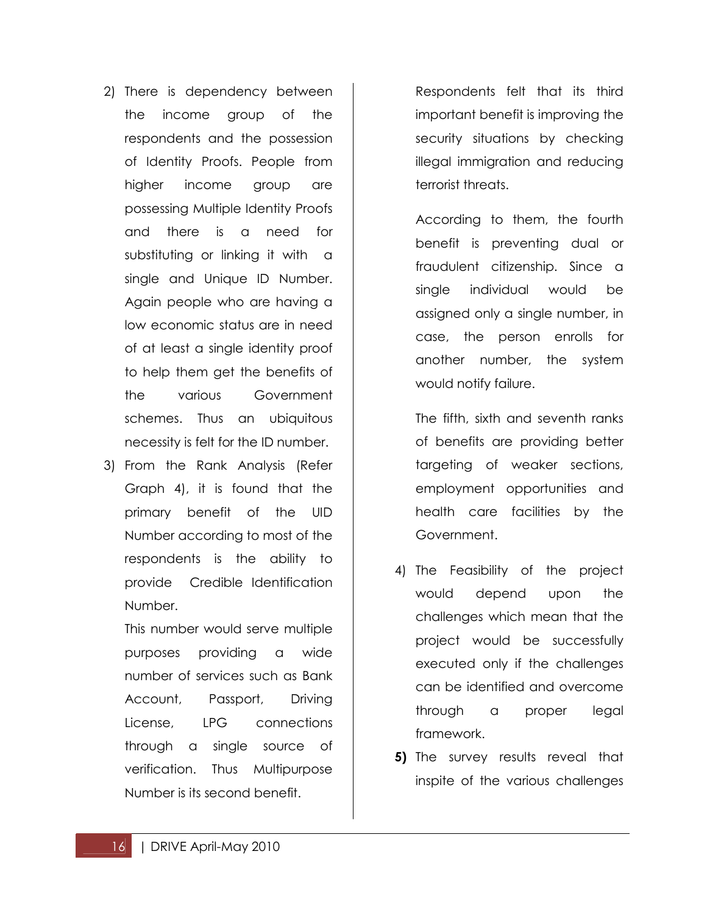2) There is dependency between the income group of the respondents and the possession of Identity Proofs. People from higher income group are possessing Multiple Identity Proofs and there is a need for substituting or linking it with a single and Unique ID Number. Again people who are having a low economic status are in need of at least a single identity proof to help them get the benefits of the various Government schemes. Thus an ubiquitous necessity is felt for the ID number.

3) From the Rank Analysis (Refer Graph 4), it is found that the primary benefit of the UID Number according to most of the respondents is the ability to provide Credible Identification Number.

   This number would serve multiple purposes providing a wide number of services such as Bank Account, Passport, Driving License, LPG connections through a single source of verification. Thus Multipurpose Number is its second benefit.

   Respondents felt that its third important benefit is improving the security situations by checking illegal immigration and reducing terrorist threats.

   According to them, the fourth benefit is preventing dual or fraudulent citizenship. Since a single individual would be assigned only a single number, in case, the person enrolls for another number, the system would notify failure.

   The fifth, sixth and seventh ranks of benefits are providing better targeting of weaker sections, employment opportunities and health care facilities by the Government.

4) The Feasibility of the project would depend upon the challenges which mean that the project would be successfully executed only if the challenges can be identified and overcome through a proper legal framework.

**5)** The survey results reveal that inspite of the various challenges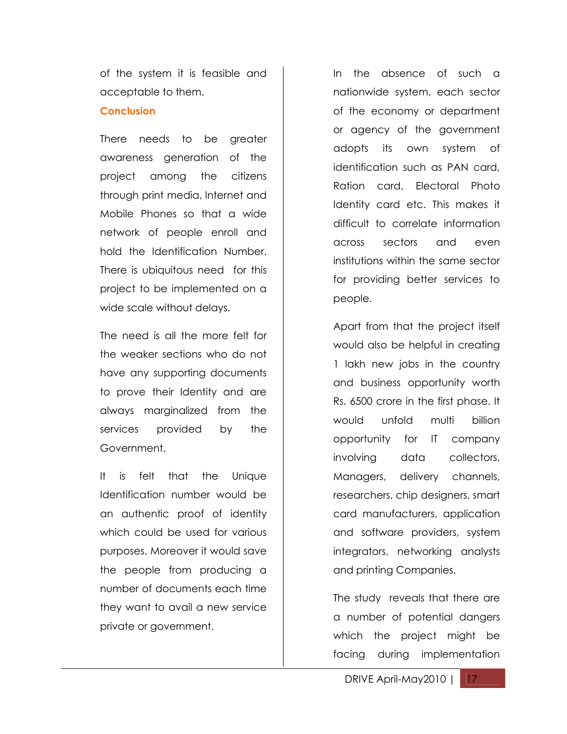of the system it is feasible and acceptable to them.

## Conclusion

There needs to be greater awareness generation of the project among the citizens through print media, Internet and Mobile Phones so that a wide network of people enroll and hold the Identification Number. There is ubiquitous need for this project to be implemented on a wide scale without delays.

The need is all the more felt for the weaker sections who do not have any supporting documents to prove their Identity and are always marginalized from the services provided by the Government.

It is felt that the Unique Identification number would be an authentic proof of identity which could be used for various purposes. Moreover it would save the people from producing a number of documents each time they want to avail a new service private or government.

In the absence of such a nationwide system, each sector of the economy or department or agency of the government adopts its own system of identification such as PAN card, Ration card, Electoral Photo Identity card etc. This makes it difficult to correlate information across sectors and even institutions within the same sector for providing better services to people.

Apart from that the project itself would also be helpful in creating 1 lakh new jobs in the country and business opportunity worth Rs. 6500 crore in the first phase. It would unfold multi billion opportunity for IT company involving data collectors, Managers, delivery channels, researchers, chip designers, smart card manufacturers, application and software providers, system integrators, networking analysts and printing Companies.

The study reveals that there are a number of potential dangers which the project might be facing during implementation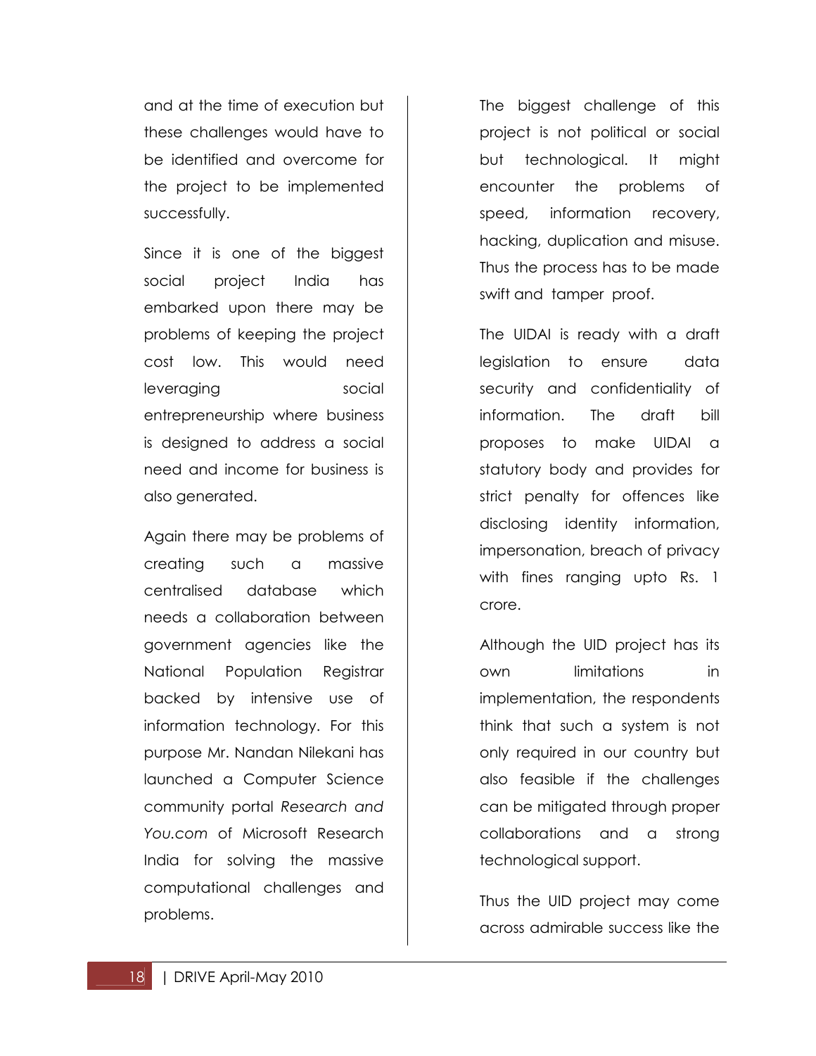and at the time of execution but these challenges would have to be identified and overcome for the project to be implemented successfully.

Since it is one of the biggest social project India has embarked upon there may be problems of keeping the project cost low. This would need leveraging social entrepreneurship where business is designed to address a social need and income for business is also generated.

Again there may be problems of creating such a massive centralised database which needs a collaboration between government agencies like the National Population Registrar backed by intensive use of information technology. For this purpose Mr. Nandan Nilekani has launched a Computer Science community portal *Research and You.com* of Microsoft Research India for solving the massive computational challenges and problems.

The biggest challenge of this project is not political or social but technological. It might encounter the problems of speed, information recovery, hacking, duplication and misuse. Thus the process has to be made swift and tamper proof.

The UIDAI is ready with a draft legislation to ensure data security and confidentiality of information. The draft bill proposes to make UIDAI a statutory body and provides for strict penalty for offences like disclosing identity information, impersonation, breach of privacy with fines ranging upto Rs. 1 crore.

Although the UID project has its own limitations in implementation, the respondents think that such a system is not only required in our country but also feasible if the challenges can be mitigated through proper collaborations and a strong technological support.

Thus the UID project may come across admirable success like the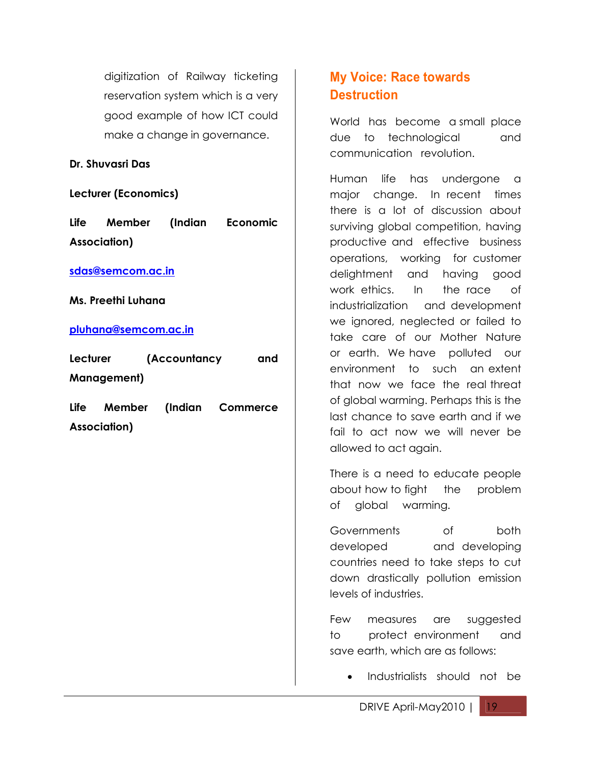digitization of Railway ticketing reservation system which is a very good example of how ICT could make a change in governance.

**Dr. Shuvasri Das**

**Lecturer (Economics)**

**Life Member (Indian Economic Association)**

**sdas@semcom.ac.in**

**Ms. Preethi Luhana**

**pluhana@semcom.ac.in**

**Lecturer (Accountancy and Management)**

**Life Member (Indian Commerce Association)**

## My Voice: Race towards Destruction

World has become a small place due to technological and communication revolution.

Human life has undergone a major change. In recent times there is a lot of discussion about surviving global competition, having productive and effective business operations, working for customer delightment and having good work ethics. In the race of industrialization and development we ignored, neglected or failed to take care of our Mother Nature or earth. We have polluted our environment to such an extent that now we face the real threat of global warming. Perhaps this is the last chance to save earth and if we fail to act now we will never be allowed to act again.

There is a need to educate people about how to fight the problem of global warming.

Governments of both developed and developing countries need to take steps to cut down drastically pollution emission levels of industries.

Few measures are suggested to protect environment and save earth, which are as follows:

- Industrialists should not be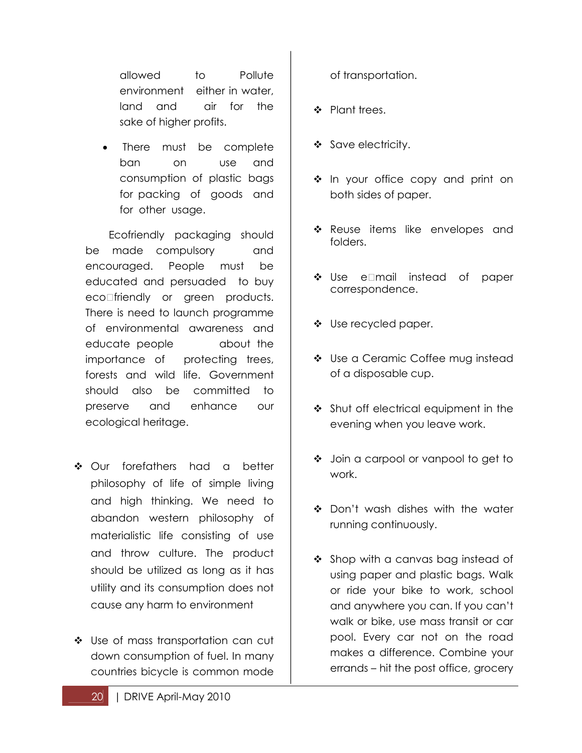allowed to Pollute environment either in water, land and air for the sake of higher profits.

- There must be complete ban on use and consumption of plastic bags for packing of goods and for other usage.

Ecofriendly packaging should be made compulsory and encouraged. People must be educated and persuaded to buy eco-friendly or green products. There is need to launch programme of environmental awareness and educate people about the importance of protecting trees, forests and wild life. Government should also be committed to preserve and enhance our ecological heritage.

- Our forefathers had a better philosophy of life of simple living and high thinking. We need to abandon western philosophy of materialistic life consisting of use and throw culture. The product should be utilized as long as it has utility and its consumption does not cause any harm to environment

- Use of mass transportation can cut down consumption of fuel. In many countries bicycle is common mode of transportation.

- Plant trees.

- Save electricity.

- In your office copy and print on both sides of paper.

- Reuse items like envelopes and folders.

- Use e-mail instead of paper correspondence.

- Use recycled paper.

- Use a Ceramic Coffee mug instead of a disposable cup.

- Shut off electrical equipment in the evening when you leave work.

- Join a carpool or vanpool to get to work.

- Don't wash dishes with the water running continuously.

- Shop with a canvas bag instead of using paper and plastic bags. Walk or ride your bike to work, school and anywhere you can. If you can't walk or bike, use mass transit or car pool. Every car not on the road makes a difference. Combine your errands – hit the post office, grocery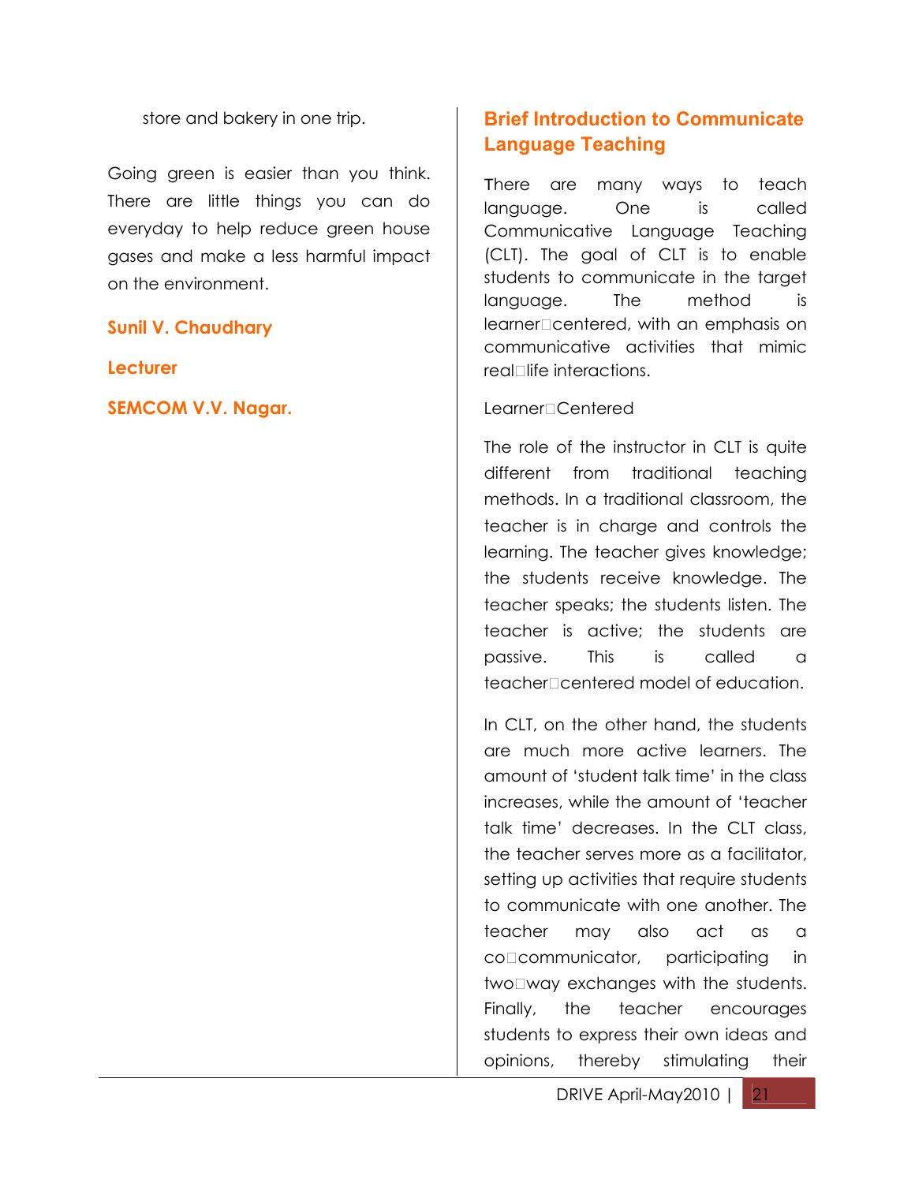store and bakery in one trip.

Going green is easier than you think. There are little things you can do everyday to help reduce green house gases and make a less harmful impact on the environment.

**Sunil V. Chaudhary**

**Lecturer**

**SEMCOM V.V. Nagar.**

## Brief Introduction to Communicate Language Teaching

There are many ways to teach language. One is called Communicative Language Teaching (CLT). The goal of CLT is to enable students to communicate in the target language. The method is learner-centered, with an emphasis on communicative activities that mimic real-life interactions.

Learner-Centered

The role of the instructor in CLT is quite different from traditional teaching methods. In a traditional classroom, the teacher is in charge and controls the learning. The teacher gives knowledge; the students receive knowledge. The teacher speaks; the students listen. The teacher is active; the students are passive. This is called a teacher-centered model of education.

In CLT, on the other hand, the students are much more active learners. The amount of 'student talk time' in the class increases, while the amount of 'teacher talk time' decreases. In the CLT class, the teacher serves more as a facilitator, setting up activities that require students to communicate with one another. The teacher may also act as a co-communicator, participating in two-way exchanges with the students. Finally, the teacher encourages students to express their own ideas and opinions, thereby stimulating their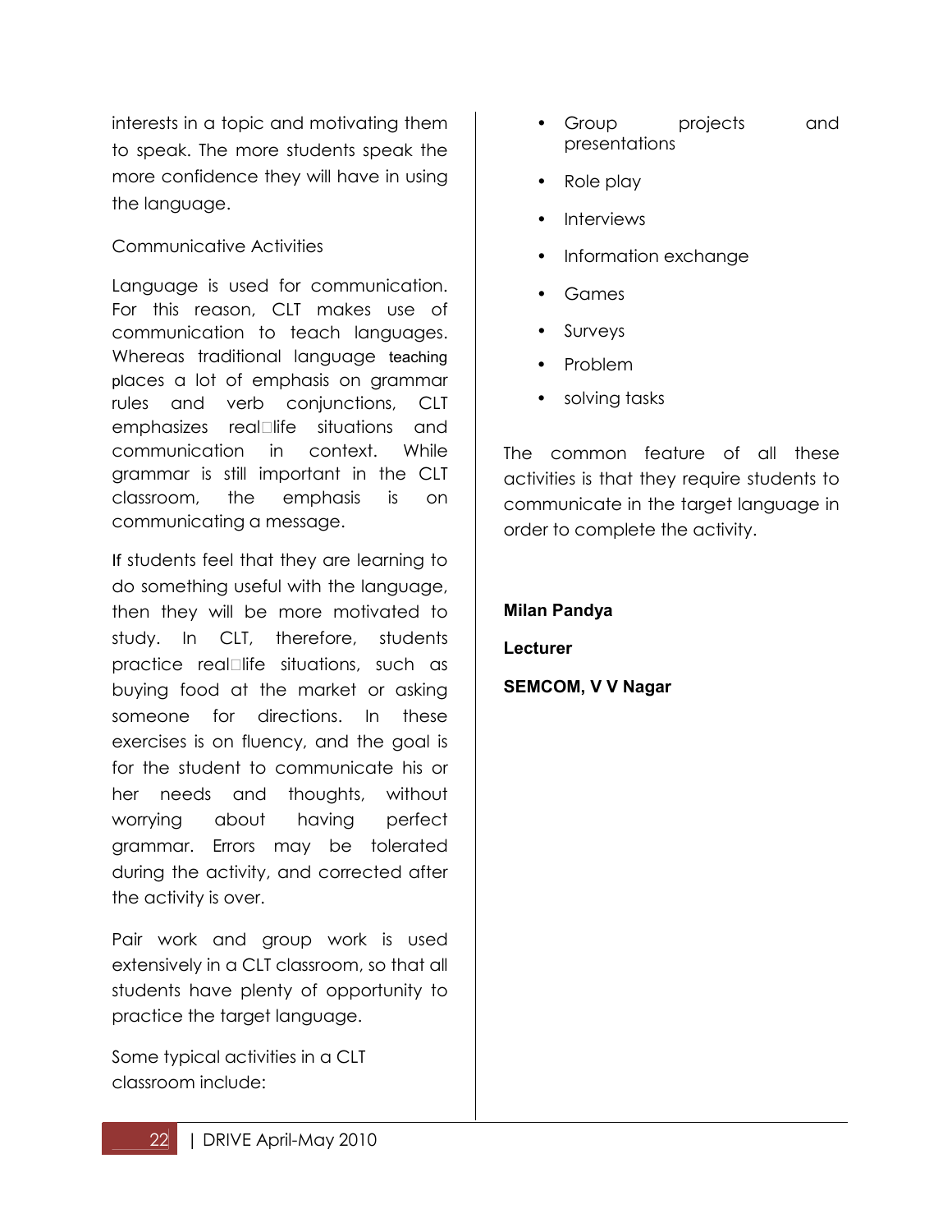interests in a topic and motivating them to speak. The more students speak the more confidence they will have in using the language.

Communicative Activities

Language is used for communication. For this reason, CLT makes use of communication to teach languages. Whereas traditional language teaching places a lot of emphasis on grammar rules and verb conjunctions, CLT emphasizes real‐life situations and communication in context. While grammar is still important in the CLT classroom, the emphasis is on communicating a message.

If students feel that they are learning to do something useful with the language, then they will be more motivated to study. In CLT, therefore, students practice real‐life situations, such as buying food at the market or asking someone for directions. In these exercises is on fluency, and the goal is for the student to communicate his or her needs and thoughts, without worrying about having perfect grammar. Errors may be tolerated during the activity, and corrected after the activity is over.

Pair work and group work is used extensively in a CLT classroom, so that all students have plenty of opportunity to practice the target language.

Some typical activities in a CLT classroom include:

- Group projects and presentations
- Role play
- Interviews
- Information exchange
- Games
- Surveys
- Problem
- solving tasks

The common feature of all these activities is that they require students to communicate in the target language in order to complete the activity.

**Milan Pandya**

**Lecturer**

**SEMCOM, V V Nagar**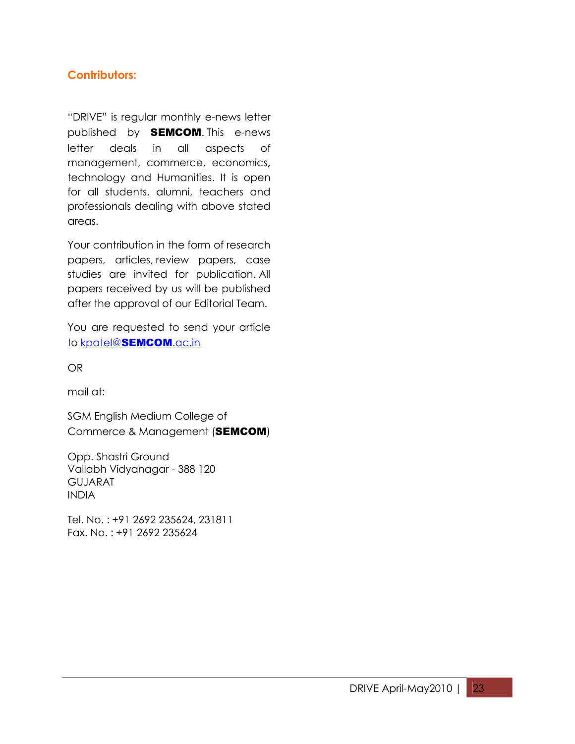## Contributors:

"DRIVE" is regular monthly e-news letter published by **SEMCOM**. This e-news letter deals in all aspects of management, commerce, economics, technology and Humanities. It is open for all students, alumni, teachers and professionals dealing with above stated areas.

Your contribution in the form of research papers, articles, review papers, case studies are invited for publication. All papers received by us will be published after the approval of our Editorial Team.

You are requested to send your article to kpatel@**SEMCOM**.ac.in

OR

mail at:

SGM English Medium College of Commerce & Management (**SEMCOM**)

Opp. Shastri Ground
Vallabh Vidyanagar - 388 120
GUJARAT
INDIA

Tel. No. : +91 2692 235624, 231811
Fax. No. : +91 2692 235624